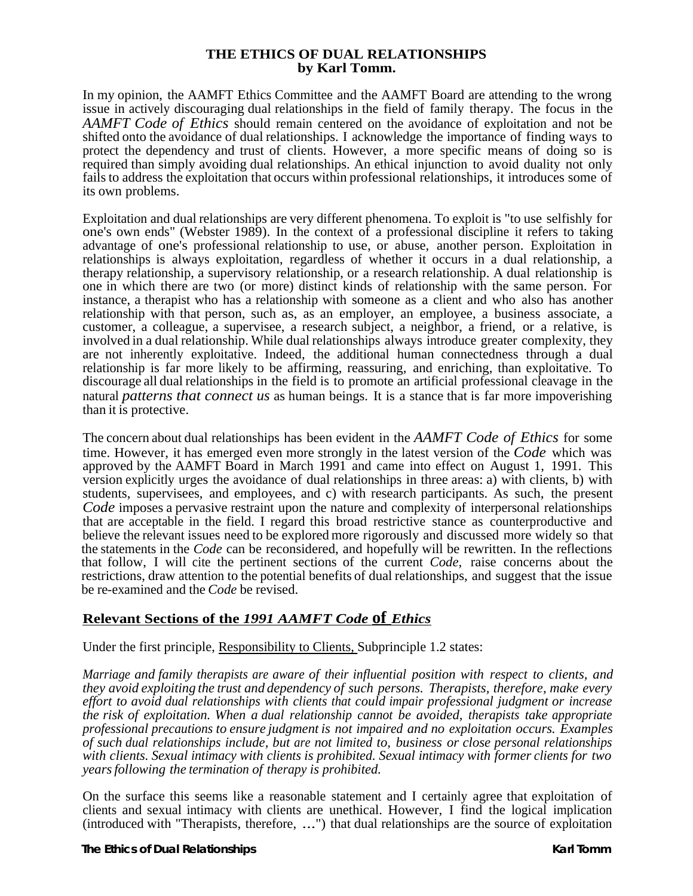# THE ETHICS OF DUAL RELATIONSHIPS
**by Karl Tomm.**

In my opinion, the AAMFT Ethics Committee and the AAMFT Board are attending to the wrong issue in actively discouraging dual relationships in the field of family therapy. The focus in the *AAMFT Code of Ethics* should remain centered on the avoidance of exploitation and not be shifted onto the avoidance of dual relationships. I acknowledge the importance of finding ways to protect the dependency and trust of clients. However, a more specific means of doing so is required than simply avoiding dual relationships. An ethical injunction to avoid duality not only fails to address the exploitation that occurs within professional relationships, it introduces some of its own problems.

Exploitation and dual relationships are very different phenomena. To exploit is "to use selfishly for one's own ends" (Webster 1989). In the context of a professional discipline it refers to taking advantage of one's professional relationship to use, or abuse, another person. Exploitation in relationships is always exploitation, regardless of whether it occurs in a dual relationship, a therapy relationship, a supervisory relationship, or a research relationship. A dual relationship is one in which there are two (or more) distinct kinds of relationship with the same person. For instance, a therapist who has a relationship with someone as a client and who also has another relationship with that person, such as, as an employer, an employee, a business associate, a customer, a colleague, a supervisee, a research subject, a neighbor, a friend, or a relative, is involved in a dual relationship. While dual relationships always introduce greater complexity, they are not inherently exploitative. Indeed, the additional human connectedness through a dual relationship is far more likely to be affirming, reassuring, and enriching, than exploitative. To discourage all dual relationships in the field is to promote an artificial professional cleavage in the natural *patterns that connect us* as human beings. It is a stance that is far more impoverishing than it is protective.

The concern about dual relationships has been evident in the *AAMFT Code of Ethics* for some time. However, it has emerged even more strongly in the latest version of the *Code* which was approved by the AAMFT Board in March 1991 and came into effect on August 1, 1991. This version explicitly urges the avoidance of dual relationships in three areas: a) with clients, b) with students, supervisees, and employees, and c) with research participants. As such, the present *Code* imposes a pervasive restraint upon the nature and complexity of interpersonal relationships that are acceptable in the field. I regard this broad restrictive stance as counterproductive and believe the relevant issues need to be explored more rigorously and discussed more widely so that the statements in the *Code* can be reconsidered, and hopefully will be rewritten. In the reflections that follow, I will cite the pertinent sections of the current *Code*, raise concerns about the restrictions, draw attention to the potential benefits of dual relationships, and suggest that the issue be re-examined and the *Code* be revised.

## Relevant Sections of the *1991 AAMFT Code* of *Ethics*

Under the first principle, Responsibility to Clients, Subprinciple 1.2 states:

*Marriage and family therapists are aware of their influential position with respect to clients, and they avoid exploiting the trust and dependency of such persons. Therapists, therefore, make every effort to avoid dual relationships with clients that could impair professional judgment or increase the risk of exploitation. When a dual relationship cannot be avoided, therapists take appropriate professional precautions to ensure judgment is not impaired and no exploitation occurs. Examples of such dual relationships include, but are not limited to, business or close personal relationships with clients. Sexual intimacy with clients is prohibited. Sexual intimacy with former clients for two years following the termination of therapy is prohibited.*

On the surface this seems like a reasonable statement and I certainly agree that exploitation of clients and sexual intimacy with clients are unethical. However, I find the logical implication (introduced with "Therapists, therefore, ...") that dual relationships are the source of exploitation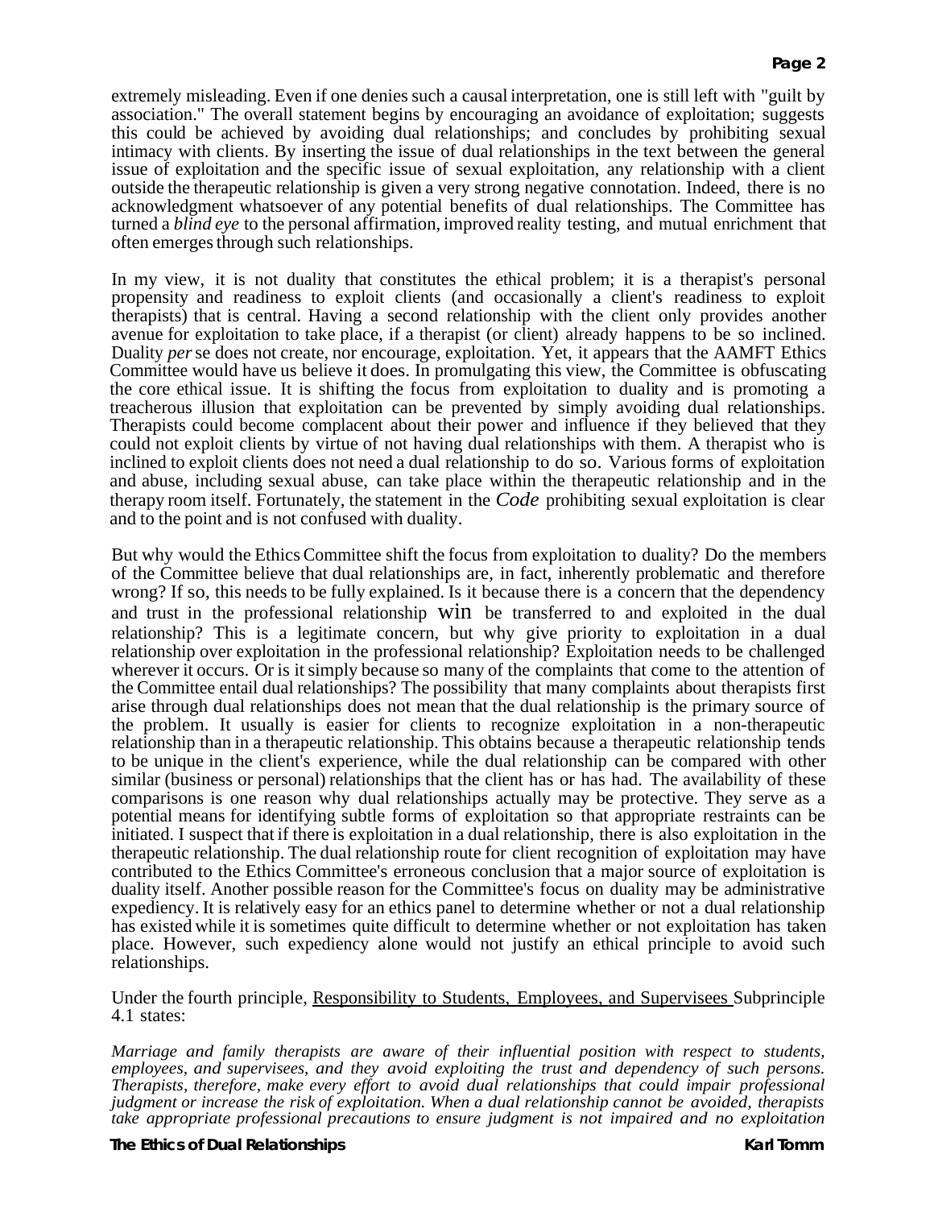extremely misleading. Even if one denies such a causal interpretation, one is still left with "guilt by association." The overall statement begins by encouraging an avoidance of exploitation; suggests this could be achieved by avoiding dual relationships; and concludes by prohibiting sexual intimacy with clients. By inserting the issue of dual relationships in the text between the general issue of exploitation and the specific issue of sexual exploitation, any relationship with a client outside the therapeutic relationship is given a very strong negative connotation. Indeed, there is no acknowledgment whatsoever of any potential benefits of dual relationships. The Committee has turned a *blind eye* to the personal affirmation, improved reality testing, and mutual enrichment that often emerges through such relationships.

In my view, it is not duality that constitutes the ethical problem; it is a therapist's personal propensity and readiness to exploit clients (and occasionally a client's readiness to exploit therapists) that is central. Having a second relationship with the client only provides another avenue for exploitation to take place, if a therapist (or client) already happens to be so inclined. Duality *per* se does not create, nor encourage, exploitation. Yet, it appears that the AAMFT Ethics Committee would have us believe it does. In promulgating this view, the Committee is obfuscating the core ethical issue. It is shifting the focus from exploitation to duality and is promoting a treacherous illusion that exploitation can be prevented by simply avoiding dual relationships. Therapists could become complacent about their power and influence if they believed that they could not exploit clients by virtue of not having dual relationships with them. A therapist who is inclined to exploit clients does not need a dual relationship to do so. Various forms of exploitation and abuse, including sexual abuse, can take place within the therapeutic relationship and in the therapy room itself. Fortunately, the statement in the *Code* prohibiting sexual exploitation is clear and to the point and is not confused with duality.

But why would the Ethics Committee shift the focus from exploitation to duality? Do the members of the Committee believe that dual relationships are, in fact, inherently problematic and therefore wrong? If so, this needs to be fully explained. Is it because there is a concern that the dependency and trust in the professional relationship win be transferred to and exploited in the dual relationship? This is a legitimate concern, but why give priority to exploitation in a dual relationship over exploitation in the professional relationship? Exploitation needs to be challenged wherever it occurs. Or is it simply because so many of the complaints that come to the attention of the Committee entail dual relationships? The possibility that many complaints about therapists first arise through dual relationships does not mean that the dual relationship is the primary source of the problem. It usually is easier for clients to recognize exploitation in a non-therapeutic relationship than in a therapeutic relationship. This obtains because a therapeutic relationship tends to be unique in the client's experience, while the dual relationship can be compared with other similar (business or personal) relationships that the client has or has had. The availability of these comparisons is one reason why dual relationships actually may be protective. They serve as a potential means for identifying subtle forms of exploitation so that appropriate restraints can be initiated. I suspect that if there is exploitation in a dual relationship, there is also exploitation in the therapeutic relationship. The dual relationship route for client recognition of exploitation may have contributed to the Ethics Committee's erroneous conclusion that a major source of exploitation is duality itself. Another possible reason for the Committee's focus on duality may be administrative expediency. It is relatively easy for an ethics panel to determine whether or not a dual relationship has existed while it is sometimes quite difficult to determine whether or not exploitation has taken place. However, such expediency alone would not justify an ethical principle to avoid such relationships.

Under the fourth principle, <u>Responsibility to Students, Employees, and Supervisees</u> Subprinciple 4.1 states:

*Marriage and family therapists are aware of their influential position with respect to students, employees, and supervisees, and they avoid exploiting the trust and dependency of such persons. Therapists, therefore, make every effort to avoid dual relationships that could impair professional judgment or increase the risk of exploitation. When a dual relationship cannot be avoided, therapists take appropriate professional precautions to ensure judgment is not impaired and no exploitation*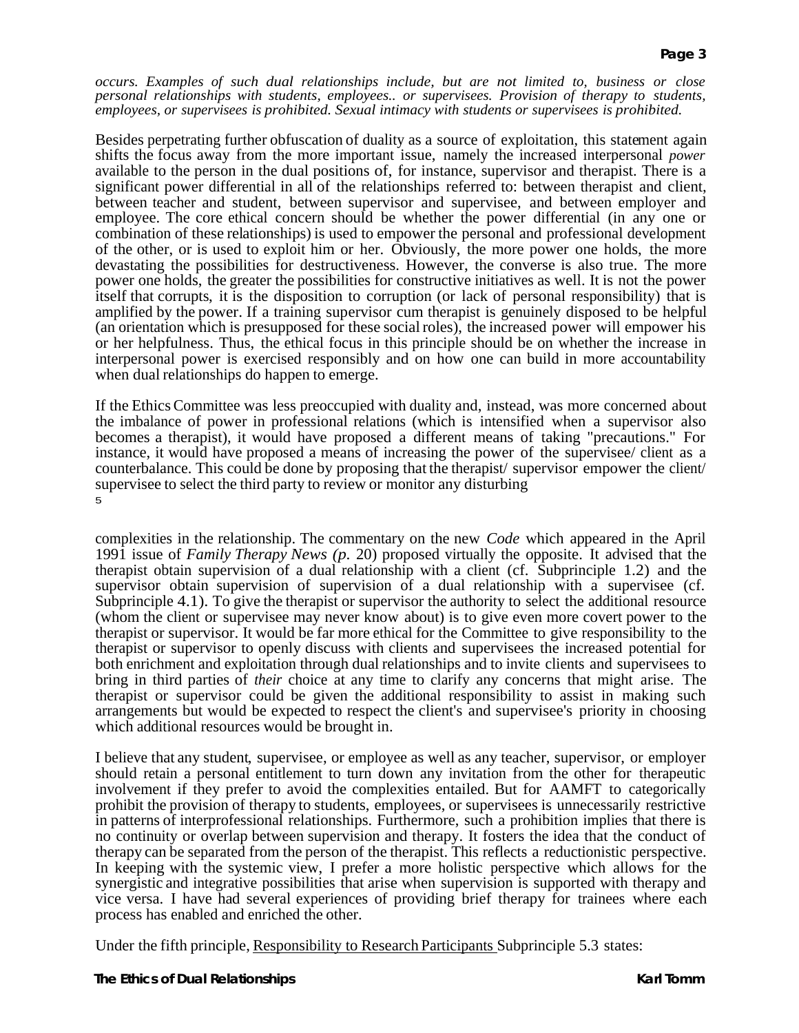*occurs. Examples of such dual relationships include, but are not limited to, business or close personal relationships with students, employees.. or supervisees. Provision of therapy to students, employees, or supervisees is prohibited. Sexual intimacy with students or supervisees is prohibited.*

Besides perpetrating further obfuscation of duality as a source of exploitation, this statement again shifts the focus away from the more important issue, namely the increased interpersonal *power* available to the person in the dual positions of, for instance, supervisor and therapist. There is a significant power differential in all of the relationships referred to: between therapist and client, between teacher and student, between supervisor and supervisee, and between employer and employee. The core ethical concern should be whether the power differential (in any one or combination of these relationships) is used to empower the personal and professional development of the other, or is used to exploit him or her. Obviously, the more power one holds, the more devastating the possibilities for destructiveness. However, the converse is also true. The more power one holds, the greater the possibilities for constructive initiatives as well. It is not the power itself that corrupts, it is the disposition to corruption (or lack of personal responsibility) that is amplified by the power. If a training supervisor cum therapist is genuinely disposed to be helpful (an orientation which is presupposed for these social roles), the increased power will empower his or her helpfulness. Thus, the ethical focus in this principle should be on whether the increase in interpersonal power is exercised responsibly and on how one can build in more accountability when dual relationships do happen to emerge.

If the Ethics Committee was less preoccupied with duality and, instead, was more concerned about the imbalance of power in professional relations (which is intensified when a supervisor also becomes a therapist), it would have proposed a different means of taking "precautions." For instance, it would have proposed a means of increasing the power of the supervisee/ client as a counterbalance. This could be done by proposing that the therapist/ supervisor empower the client/ supervisee to select the third party to review or monitor any disturbing complexities in the relationship. The commentary on the new *Code* which appeared in the April 1991 issue of *Family Therapy News (p.* 20) proposed virtually the opposite. It advised that the therapist obtain supervision of a dual relationship with a client (cf. Subprinciple 1.2) and the supervisor obtain supervision of supervision of a dual relationship with a supervisee (cf. Subprinciple 4.1). To give the therapist or supervisor the authority to select the additional resource (whom the client or supervisee may never know about) is to give even more covert power to the therapist or supervisor. It would be far more ethical for the Committee to give responsibility to the therapist or supervisor to openly discuss with clients and supervisees the increased potential for both enrichment and exploitation through dual relationships and to invite clients and supervisees to bring in third parties of *their* choice at any time to clarify any concerns that might arise. The therapist or supervisor could be given the additional responsibility to assist in making such arrangements but would be expected to respect the client's and supervisee's priority in choosing which additional resources would be brought in.

I believe that any student, supervisee, or employee as well as any teacher, supervisor, or employer should retain a personal entitlement to turn down any invitation from the other for therapeutic involvement if they prefer to avoid the complexities entailed. But for AAMFT to categorically prohibit the provision of therapy to students, employees, or supervisees is unnecessarily restrictive in patterns of interprofessional relationships. Furthermore, such a prohibition implies that there is no continuity or overlap between supervision and therapy. It fosters the idea that the conduct of therapy can be separated from the person of the therapist. This reflects a reductionistic perspective. In keeping with the systemic view, I prefer a more holistic perspective which allows for the synergistic and integrative possibilities that arise when supervision is supported with therapy and vice versa. I have had several experiences of providing brief therapy for trainees where each process has enabled and enriched the other.

Under the fifth principle, <u>Responsibility to Research Participants</u> Subprinciple 5.3 states: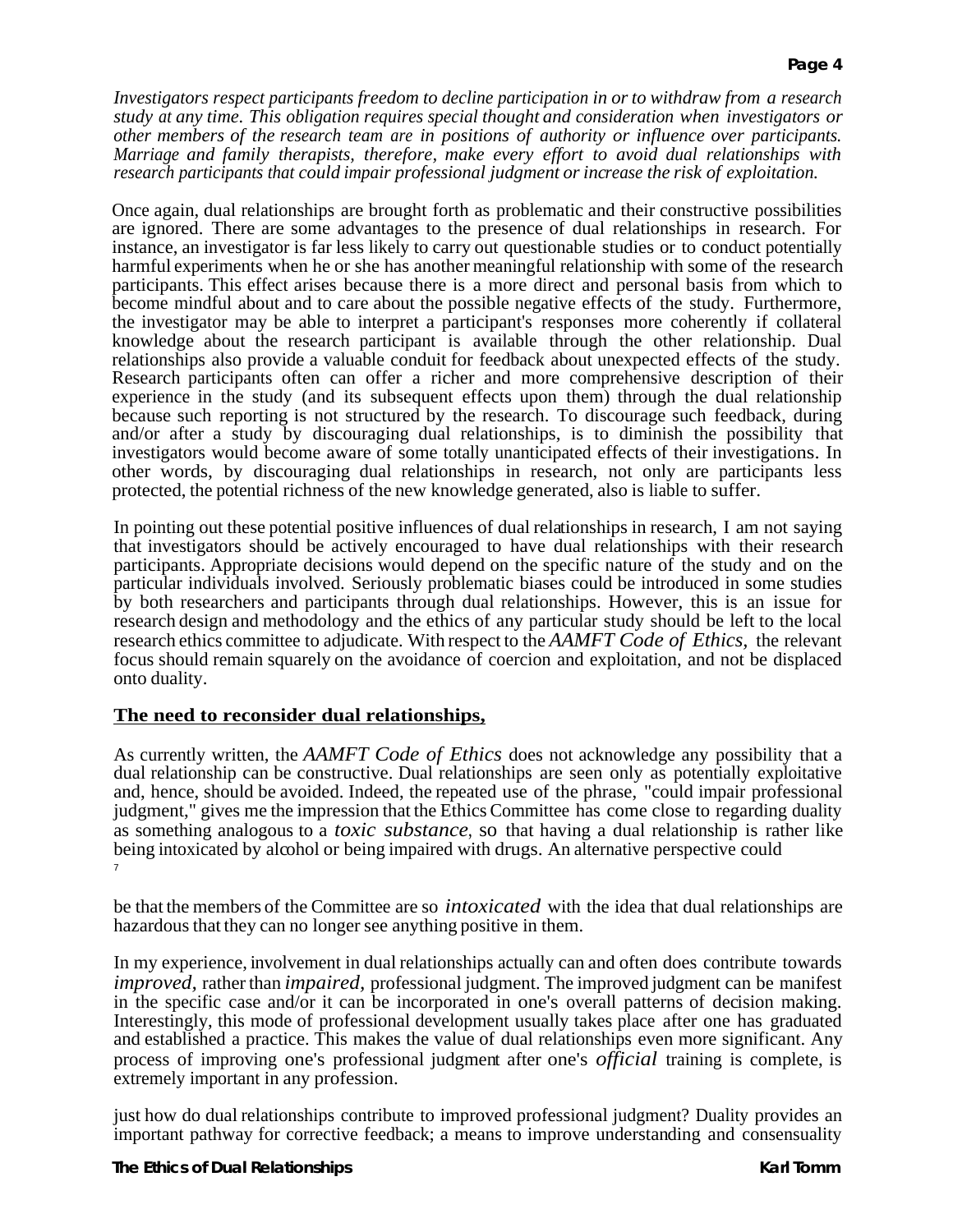*Investigators respect participants freedom to decline participation in or to withdraw from a research study at any time. This obligation requires special thought and consideration when investigators or other members of the research team are in positions of authority or influence over participants. Marriage and family therapists, therefore, make every effort to avoid dual relationships with research participants that could impair professional judgment or increase the risk of exploitation.*

Once again, dual relationships are brought forth as problematic and their constructive possibilities are ignored. There are some advantages to the presence of dual relationships in research. For instance, an investigator is far less likely to carry out questionable studies or to conduct potentially harmful experiments when he or she has another meaningful relationship with some of the research participants. This effect arises because there is a more direct and personal basis from which to become mindful about and to care about the possible negative effects of the study. Furthermore, the investigator may be able to interpret a participant's responses more coherently if collateral knowledge about the research participant is available through the other relationship. Dual relationships also provide a valuable conduit for feedback about unexpected effects of the study. Research participants often can offer a richer and more comprehensive description of their experience in the study (and its subsequent effects upon them) through the dual relationship because such reporting is not structured by the research. To discourage such feedback, during and/or after a study by discouraging dual relationships, is to diminish the possibility that investigators would become aware of some totally unanticipated effects of their investigations. In other words, by discouraging dual relationships in research, not only are participants less protected, the potential richness of the new knowledge generated, also is liable to suffer.

In pointing out these potential positive influences of dual relationships in research, I am not saying that investigators should be actively encouraged to have dual relationships with their research participants. Appropriate decisions would depend on the specific nature of the study and on the particular individuals involved. Seriously problematic biases could be introduced in some studies by both researchers and participants through dual relationships. However, this is an issue for research design and methodology and the ethics of any particular study should be left to the local research ethics committee to adjudicate. With respect to the *AAMFT Code of Ethics*, the relevant focus should remain squarely on the avoidance of coercion and exploitation, and not be displaced onto duality.

## The need to reconsider dual relationships,

As currently written, the *AAMFT Code of Ethics* does not acknowledge any possibility that a dual relationship can be constructive. Dual relationships are seen only as potentially exploitative and, hence, should be avoided. Indeed, the repeated use of the phrase, "could impair professional judgment," gives me the impression that the Ethics Committee has come close to regarding duality as something analogous to a *toxic substance*, so that having a dual relationship is rather like being intoxicated by alcohol or being impaired with drugs. An alternative perspective could[7] be that the members of the Committee are so *intoxicated* with the idea that dual relationships are hazardous that they can no longer see anything positive in them.

In my experience, involvement in dual relationships actually can and often does contribute towards *improved*, rather than *impaired*, professional judgment. The improved judgment can be manifest in the specific case and/or it can be incorporated in one's overall patterns of decision making. Interestingly, this mode of professional development usually takes place after one has graduated and established a practice. This makes the value of dual relationships even more significant. Any process of improving one's professional judgment after one's *official* training is complete, is extremely important in any profession.

just how do dual relationships contribute to improved professional judgment? Duality provides an important pathway for corrective feedback; a means to improve understanding and consensuality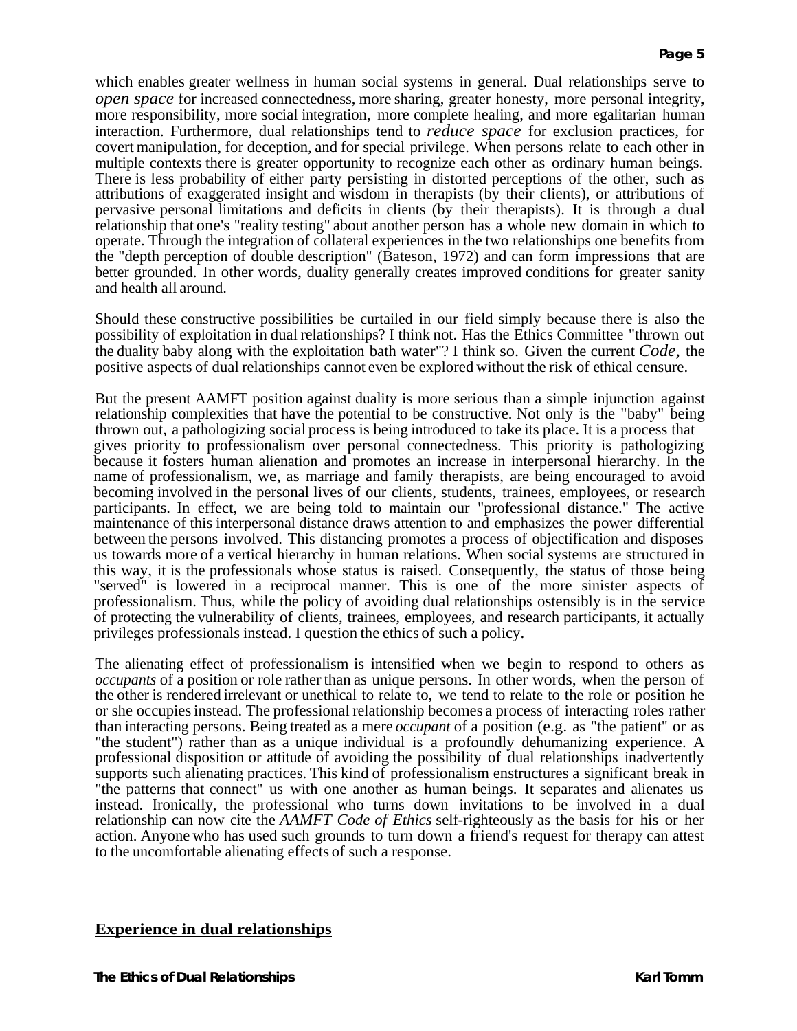which enables greater wellness in human social systems in general. Dual relationships serve to *open space* for increased connectedness, more sharing, greater honesty, more personal integrity, more responsibility, more social integration, more complete healing, and more egalitarian human interaction. Furthermore, dual relationships tend to *reduce space* for exclusion practices, for covert manipulation, for deception, and for special privilege. When persons relate to each other in multiple contexts there is greater opportunity to recognize each other as ordinary human beings. There is less probability of either party persisting in distorted perceptions of the other, such as attributions of exaggerated insight and wisdom in therapists (by their clients), or attributions of pervasive personal limitations and deficits in clients (by their therapists). It is through a dual relationship that one's "reality testing" about another person has a whole new domain in which to operate. Through the integration of collateral experiences in the two relationships one benefits from the "depth perception of double description" (Bateson, 1972) and can form impressions that are better grounded. In other words, duality generally creates improved conditions for greater sanity and health all around.

Should these constructive possibilities be curtailed in our field simply because there is also the possibility of exploitation in dual relationships? I think not. Has the Ethics Committee "thrown out the duality baby along with the exploitation bath water"? I think so. Given the current *Code*, the positive aspects of dual relationships cannot even be explored without the risk of ethical censure.

But the present AAMFT position against duality is more serious than a simple injunction against relationship complexities that have the potential to be constructive. Not only is the "baby" being thrown out, a pathologizing social process is being introduced to take its place. It is a process that gives priority to professionalism over personal connectedness. This priority is pathologizing because it fosters human alienation and promotes an increase in interpersonal hierarchy. In the name of professionalism, we, as marriage and family therapists, are being encouraged to avoid becoming involved in the personal lives of our clients, students, trainees, employees, or research participants. In effect, we are being told to maintain our "professional distance." The active maintenance of this interpersonal distance draws attention to and emphasizes the power differential between the persons involved. This distancing promotes a process of objectification and disposes us towards more of a vertical hierarchy in human relations. When social systems are structured in this way, it is the professionals whose status is raised. Consequently, the status of those being "served" is lowered in a reciprocal manner. This is one of the more sinister aspects of professionalism. Thus, while the policy of avoiding dual relationships ostensibly is in the service of protecting the vulnerability of clients, trainees, employees, and research participants, it actually privileges professionals instead. I question the ethics of such a policy.

The alienating effect of professionalism is intensified when we begin to respond to others as *occupants* of a position or role rather than as unique persons. In other words, when the person of the other is rendered irrelevant or unethical to relate to, we tend to relate to the role or position he or she occupies instead. The professional relationship becomes a process of interacting roles rather than interacting persons. Being treated as a mere *occupant* of a position (e.g. as "the patient" or as "the student") rather than as a unique individual is a profoundly dehumanizing experience. A professional disposition or attitude of avoiding the possibility of dual relationships inadvertently supports such alienating practices. This kind of professionalism enstructures a significant break in "the patterns that connect" us with one another as human beings. It separates and alienates us instead. Ironically, the professional who turns down invitations to be involved in a dual relationship can now cite the *AAMFT Code of Ethics* self-righteously as the basis for his or her action. Anyone who has used such grounds to turn down a friend's request for therapy can attest to the uncomfortable alienating effects of such a response.

## Experience in dual relationships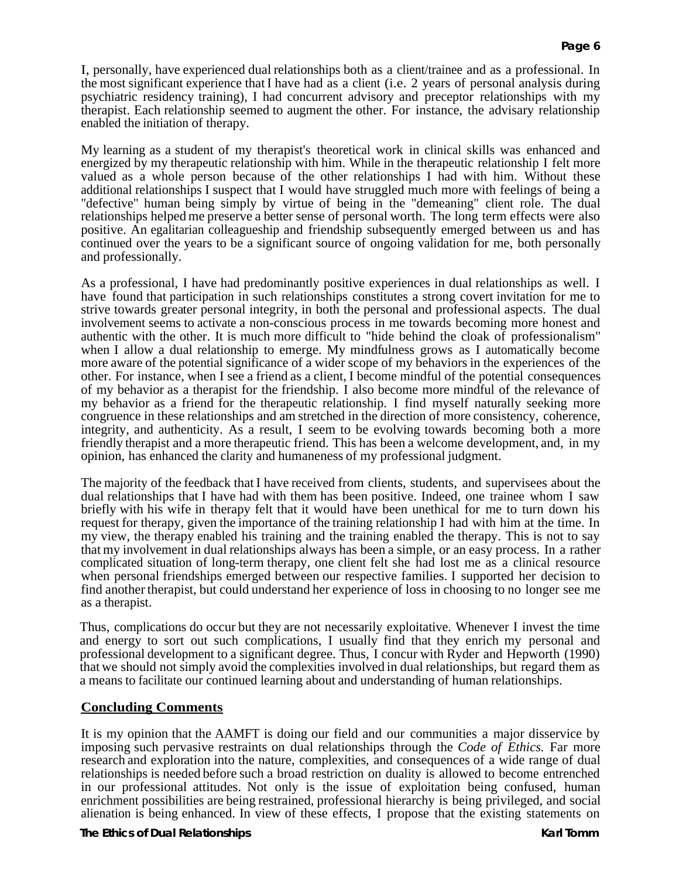I, personally, have experienced dual relationships both as a client/trainee and as a professional. In the most significant experience that I have had as a client (i.e. 2 years of personal analysis during psychiatric residency training), I had concurrent advisory and preceptor relationships with my therapist. Each relationship seemed to augment the other. For instance, the advisary relationship enabled the initiation of therapy.

My learning as a student of my therapist's theoretical work in clinical skills was enhanced and energized by my therapeutic relationship with him. While in the therapeutic relationship I felt more valued as a whole person because of the other relationships I had with him. Without these additional relationships I suspect that I would have struggled much more with feelings of being a "defective" human being simply by virtue of being in the "demeaning" client role. The dual relationships helped me preserve a better sense of personal worth. The long term effects were also positive. An egalitarian colleagueship and friendship subsequently emerged between us and has continued over the years to be a significant source of ongoing validation for me, both personally and professionally.

As a professional, I have had predominantly positive experiences in dual relationships as well. I have found that participation in such relationships constitutes a strong covert invitation for me to strive towards greater personal integrity, in both the personal and professional aspects. The dual involvement seems to activate a non-conscious process in me towards becoming more honest and authentic with the other. It is much more difficult to "hide behind the cloak of professionalism" when I allow a dual relationship to emerge. My mindfulness grows as I automatically become more aware of the potential significance of a wider scope of my behaviors in the experiences of the other. For instance, when I see a friend as a client, I become mindful of the potential consequences of my behavior as a therapist for the friendship. I also become more mindful of the relevance of my behavior as a friend for the therapeutic relationship. I find myself naturally seeking more congruence in these relationships and am stretched in the direction of more consistency, coherence, integrity, and authenticity. As a result, I seem to be evolving towards becoming both a more friendly therapist and a more therapeutic friend. This has been a welcome development, and, in my opinion, has enhanced the clarity and humaneness of my professional judgment.

The majority of the feedback that I have received from clients, students, and supervisees about the dual relationships that I have had with them has been positive. Indeed, one trainee whom I saw briefly with his wife in therapy felt that it would have been unethical for me to turn down his request for therapy, given the importance of the training relationship I had with him at the time. In my view, the therapy enabled his training and the training enabled the therapy. This is not to say that my involvement in dual relationships always has been a simple, or an easy process. In a rather complicated situation of long-term therapy, one client felt she had lost me as a clinical resource when personal friendships emerged between our respective families. I supported her decision to find another therapist, but could understand her experience of loss in choosing to no longer see me as a therapist.

Thus, complications do occur but they are not necessarily exploitative. Whenever I invest the time and energy to sort out such complications, I usually find that they enrich my personal and professional development to a significant degree. Thus, I concur with Ryder and Hepworth (1990) that we should not simply avoid the complexities involved in dual relationships, but regard them as a means to facilitate our continued learning about and understanding of human relationships.

## Concluding Comments

It is my opinion that the AAMFT is doing our field and our communities a major disservice by imposing such pervasive restraints on dual relationships through the *Code of Ethics.* Far more research and exploration into the nature, complexities, and consequences of a wide range of dual relationships is needed before such a broad restriction on duality is allowed to become entrenched in our professional attitudes. Not only is the issue of exploitation being confused, human enrichment possibilities are being restrained, professional hierarchy is being privileged, and social alienation is being enhanced. In view of these effects, I propose that the existing statements on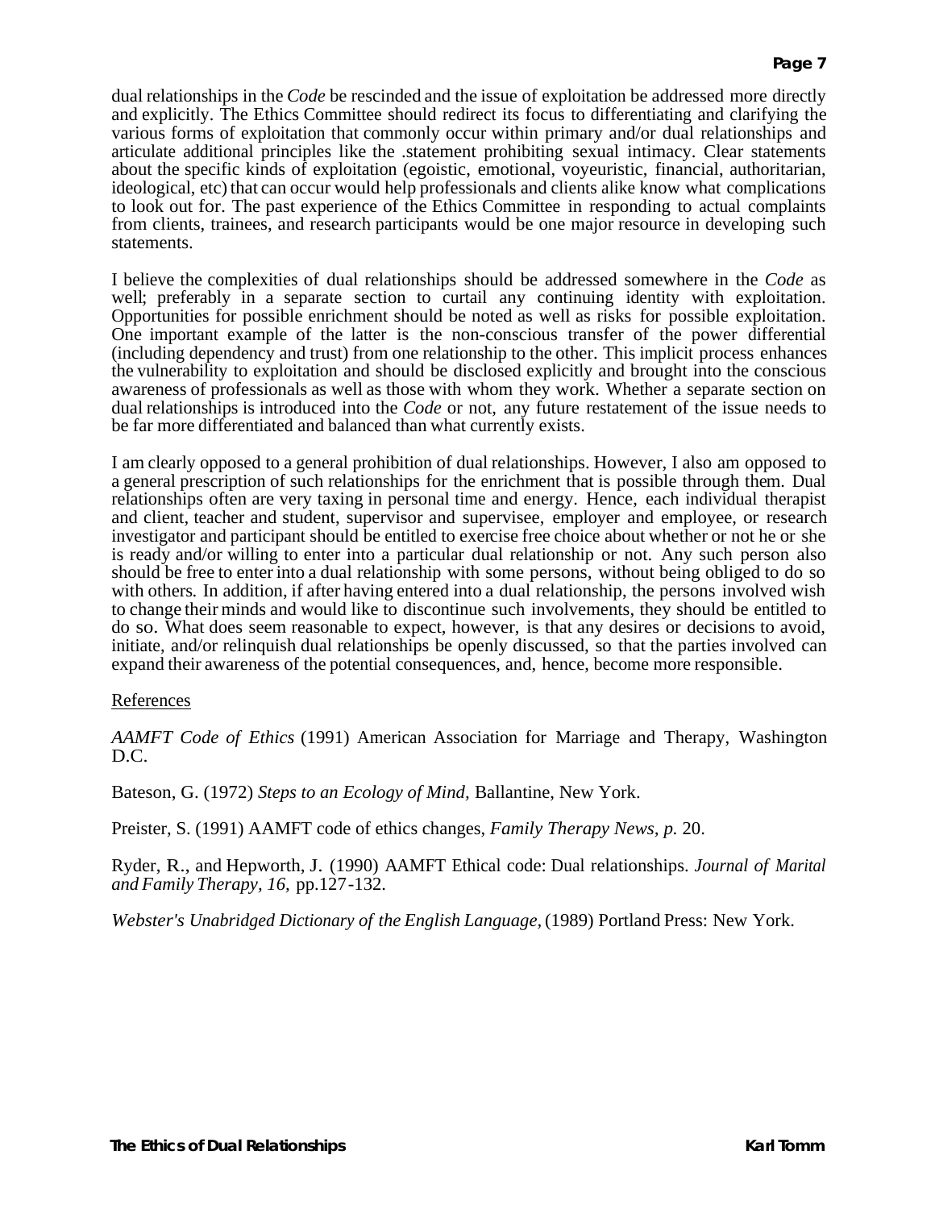dual relationships in the *Code* be rescinded and the issue of exploitation be addressed more directly and explicitly. The Ethics Committee should redirect its focus to differentiating and clarifying the various forms of exploitation that commonly occur within primary and/or dual relationships and articulate additional principles like the .statement prohibiting sexual intimacy. Clear statements about the specific kinds of exploitation (egoistic, emotional, voyeuristic, financial, authoritarian, ideological, etc) that can occur would help professionals and clients alike know what complications to look out for. The past experience of the Ethics Committee in responding to actual complaints from clients, trainees, and research participants would be one major resource in developing such statements.

I believe the complexities of dual relationships should be addressed somewhere in the *Code* as well; preferably in a separate section to curtail any continuing identity with exploitation. Opportunities for possible enrichment should be noted as well as risks for possible exploitation. One important example of the latter is the non-conscious transfer of the power differential (including dependency and trust) from one relationship to the other. This implicit process enhances the vulnerability to exploitation and should be disclosed explicitly and brought into the conscious awareness of professionals as well as those with whom they work. Whether a separate section on dual relationships is introduced into the *Code* or not, any future restatement of the issue needs to be far more differentiated and balanced than what currently exists.

I am clearly opposed to a general prohibition of dual relationships. However, I also am opposed to a general prescription of such relationships for the enrichment that is possible through them. Dual relationships often are very taxing in personal time and energy. Hence, each individual therapist and client, teacher and student, supervisor and supervisee, employer and employee, or research investigator and participant should be entitled to exercise free choice about whether or not he or she is ready and/or willing to enter into a particular dual relationship or not. Any such person also should be free to enter into a dual relationship with some persons, without being obliged to do so with others. In addition, if after having entered into a dual relationship, the persons involved wish to change their minds and would like to discontinue such involvements, they should be entitled to do so. What does seem reasonable to expect, however, is that any desires or decisions to avoid, initiate, and/or relinquish dual relationships be openly discussed, so that the parties involved can expand their awareness of the potential consequences, and, hence, become more responsible.

References

*AAMFT Code of Ethics* (1991) American Association for Marriage and Therapy, Washington D.C.

Bateson, G. (1972) *Steps to an Ecology of Mind,* Ballantine, New York.

Preister, S. (1991) AAMFT code of ethics changes, *Family Therapy News, p.* 20.

Ryder, R., and Hepworth, J. (1990) AAMFT Ethical code: Dual relationships. *Journal of Marital and Family Therapy, 16,* pp.127-132.

*Webster's Unabridged Dictionary of the English Language*, (1989) Portland Press: New York.